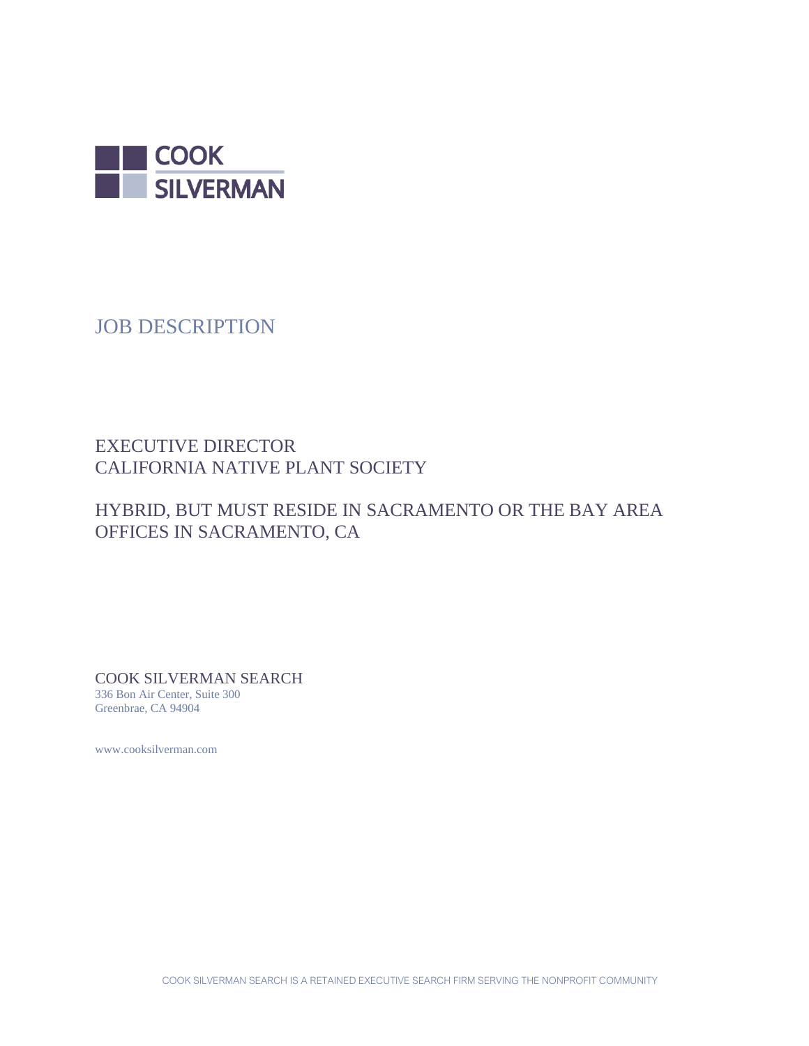COOK SILVERMAN

# JOB DESCRIPTION

## EXECUTIVE DIRECTOR
## CALIFORNIA NATIVE PLANT SOCIETY

## HYBRID, BUT MUST RESIDE IN SACRAMENTO OR THE BAY AREA
## OFFICES IN SACRAMENTO, CA

COOK SILVERMAN SEARCH
336 Bon Air Center, Suite 300
Greenbrae, CA 94904

www.cooksilverman.com

COOK SILVERMAN SEARCH IS A RETAINED EXECUTIVE SEARCH FIRM SERVING THE NONPROFIT COMMUNITY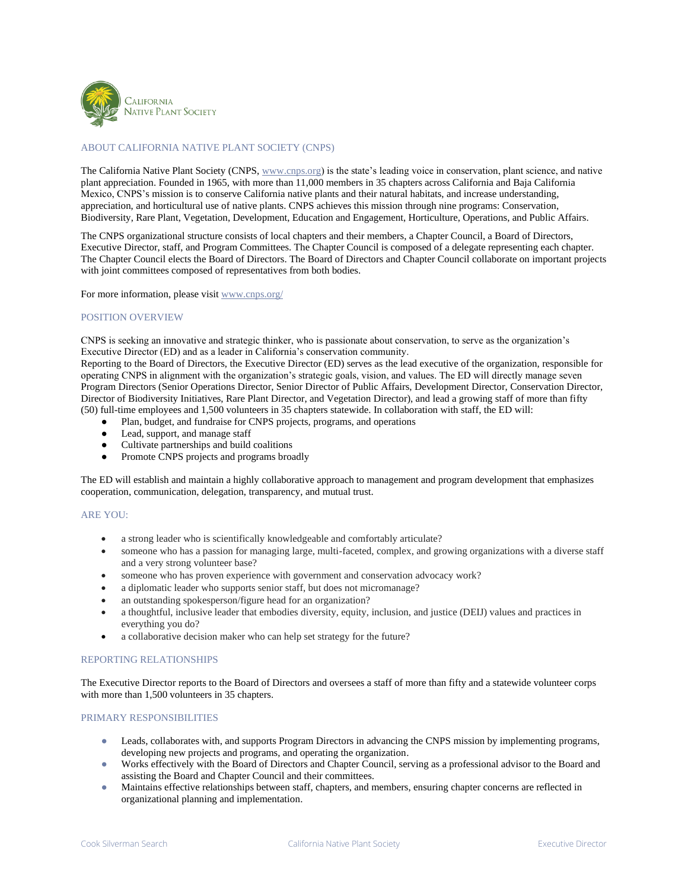## ABOUT CALIFORNIA NATIVE PLANT SOCIETY (CNPS)

The California Native Plant Society (CNPS, www.cnps.org) is the state's leading voice in conservation, plant science, and native plant appreciation. Founded in 1965, with more than 11,000 members in 35 chapters across California and Baja California Mexico, CNPS's mission is to conserve California native plants and their natural habitats, and increase understanding, appreciation, and horticultural use of native plants. CNPS achieves this mission through nine programs: Conservation, Biodiversity, Rare Plant, Vegetation, Development, Education and Engagement, Horticulture, Operations, and Public Affairs.

The CNPS organizational structure consists of local chapters and their members, a Chapter Council, a Board of Directors, Executive Director, staff, and Program Committees. The Chapter Council is composed of a delegate representing each chapter. The Chapter Council elects the Board of Directors. The Board of Directors and Chapter Council collaborate on important projects with joint committees composed of representatives from both bodies.

For more information, please visit www.cnps.org/

## POSITION OVERVIEW

CNPS is seeking an innovative and strategic thinker, who is passionate about conservation, to serve as the organization's Executive Director (ED) and as a leader in California's conservation community.
Reporting to the Board of Directors, the Executive Director (ED) serves as the lead executive of the organization, responsible for operating CNPS in alignment with the organization's strategic goals, vision, and values. The ED will directly manage seven Program Directors (Senior Operations Director, Senior Director of Public Affairs, Development Director, Conservation Director, Director of Biodiversity Initiatives, Rare Plant Director, and Vegetation Director), and lead a growing staff of more than fifty (50) full-time employees and 1,500 volunteers in 35 chapters statewide. In collaboration with staff, the ED will:

- Plan, budget, and fundraise for CNPS projects, programs, and operations
- Lead, support, and manage staff
- Cultivate partnerships and build coalitions
- Promote CNPS projects and programs broadly

The ED will establish and maintain a highly collaborative approach to management and program development that emphasizes cooperation, communication, delegation, transparency, and mutual trust.

## ARE YOU:

- a strong leader who is scientifically knowledgeable and comfortably articulate?
- someone who has a passion for managing large, multi-faceted, complex, and growing organizations with a diverse staff and a very strong volunteer base?
- someone who has proven experience with government and conservation advocacy work?
- a diplomatic leader who supports senior staff, but does not micromanage?
- an outstanding spokesperson/figure head for an organization?
- a thoughtful, inclusive leader that embodies diversity, equity, inclusion, and justice (DEIJ) values and practices in everything you do?
- a collaborative decision maker who can help set strategy for the future?

## REPORTING RELATIONSHIPS

The Executive Director reports to the Board of Directors and oversees a staff of more than fifty and a statewide volunteer corps with more than 1,500 volunteers in 35 chapters.

## PRIMARY RESPONSIBILITIES

- Leads, collaborates with, and supports Program Directors in advancing the CNPS mission by implementing programs, developing new projects and programs, and operating the organization.
- Works effectively with the Board of Directors and Chapter Council, serving as a professional advisor to the Board and assisting the Board and Chapter Council and their committees.
- Maintains effective relationships between staff, chapters, and members, ensuring chapter concerns are reflected in organizational planning and implementation.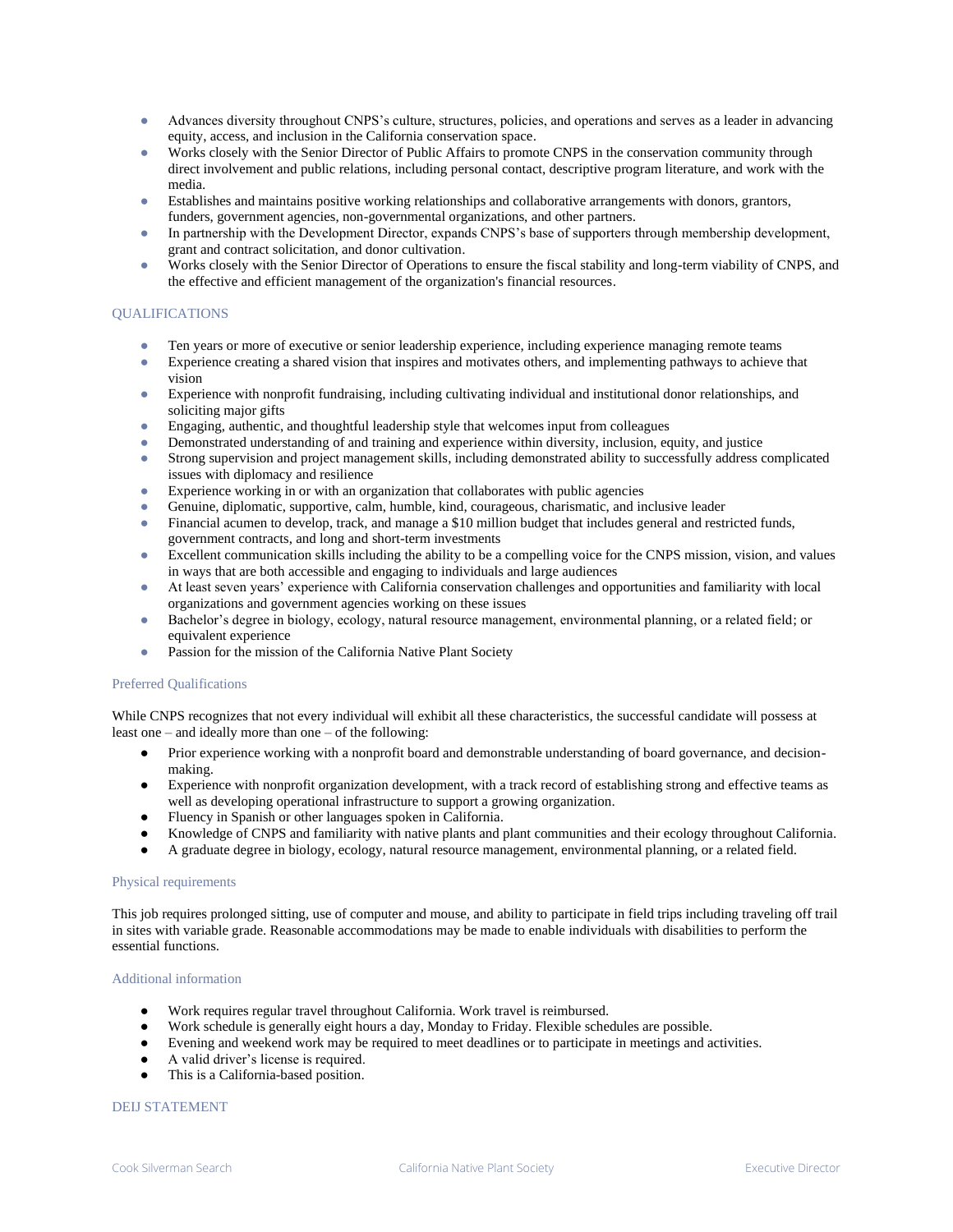- Advances diversity throughout CNPS's culture, structures, policies, and operations and serves as a leader in advancing equity, access, and inclusion in the California conservation space.
- Works closely with the Senior Director of Public Affairs to promote CNPS in the conservation community through direct involvement and public relations, including personal contact, descriptive program literature, and work with the media.
- Establishes and maintains positive working relationships and collaborative arrangements with donors, grantors, funders, government agencies, non-governmental organizations, and other partners.
- In partnership with the Development Director, expands CNPS's base of supporters through membership development, grant and contract solicitation, and donor cultivation.
- Works closely with the Senior Director of Operations to ensure the fiscal stability and long-term viability of CNPS, and the effective and efficient management of the organization's financial resources.

## QUALIFICATIONS

- Ten years or more of executive or senior leadership experience, including experience managing remote teams
- Experience creating a shared vision that inspires and motivates others, and implementing pathways to achieve that vision
- Experience with nonprofit fundraising, including cultivating individual and institutional donor relationships, and soliciting major gifts
- Engaging, authentic, and thoughtful leadership style that welcomes input from colleagues
- Demonstrated understanding of and training and experience within diversity, inclusion, equity, and justice
- Strong supervision and project management skills, including demonstrated ability to successfully address complicated issues with diplomacy and resilience
- Experience working in or with an organization that collaborates with public agencies
- Genuine, diplomatic, supportive, calm, humble, kind, courageous, charismatic, and inclusive leader
- Financial acumen to develop, track, and manage a $10 million budget that includes general and restricted funds, government contracts, and long and short-term investments
- Excellent communication skills including the ability to be a compelling voice for the CNPS mission, vision, and values in ways that are both accessible and engaging to individuals and large audiences
- At least seven years' experience with California conservation challenges and opportunities and familiarity with local organizations and government agencies working on these issues
- Bachelor's degree in biology, ecology, natural resource management, environmental planning, or a related field; or equivalent experience
- Passion for the mission of the California Native Plant Society

### Preferred Qualifications

While CNPS recognizes that not every individual will exhibit all these characteristics, the successful candidate will possess at least one – and ideally more than one – of the following:

- Prior experience working with a nonprofit board and demonstrable understanding of board governance, and decision-making.
- Experience with nonprofit organization development, with a track record of establishing strong and effective teams as well as developing operational infrastructure to support a growing organization.
- Fluency in Spanish or other languages spoken in California.
- Knowledge of CNPS and familiarity with native plants and plant communities and their ecology throughout California.
- A graduate degree in biology, ecology, natural resource management, environmental planning, or a related field.

### Physical requirements

This job requires prolonged sitting, use of computer and mouse, and ability to participate in field trips including traveling off trail in sites with variable grade. Reasonable accommodations may be made to enable individuals with disabilities to perform the essential functions.

### Additional information

- Work requires regular travel throughout California. Work travel is reimbursed.
- Work schedule is generally eight hours a day, Monday to Friday. Flexible schedules are possible.
- Evening and weekend work may be required to meet deadlines or to participate in meetings and activities.
- A valid driver's license is required.
- This is a California-based position.

## DEIJ STATEMENT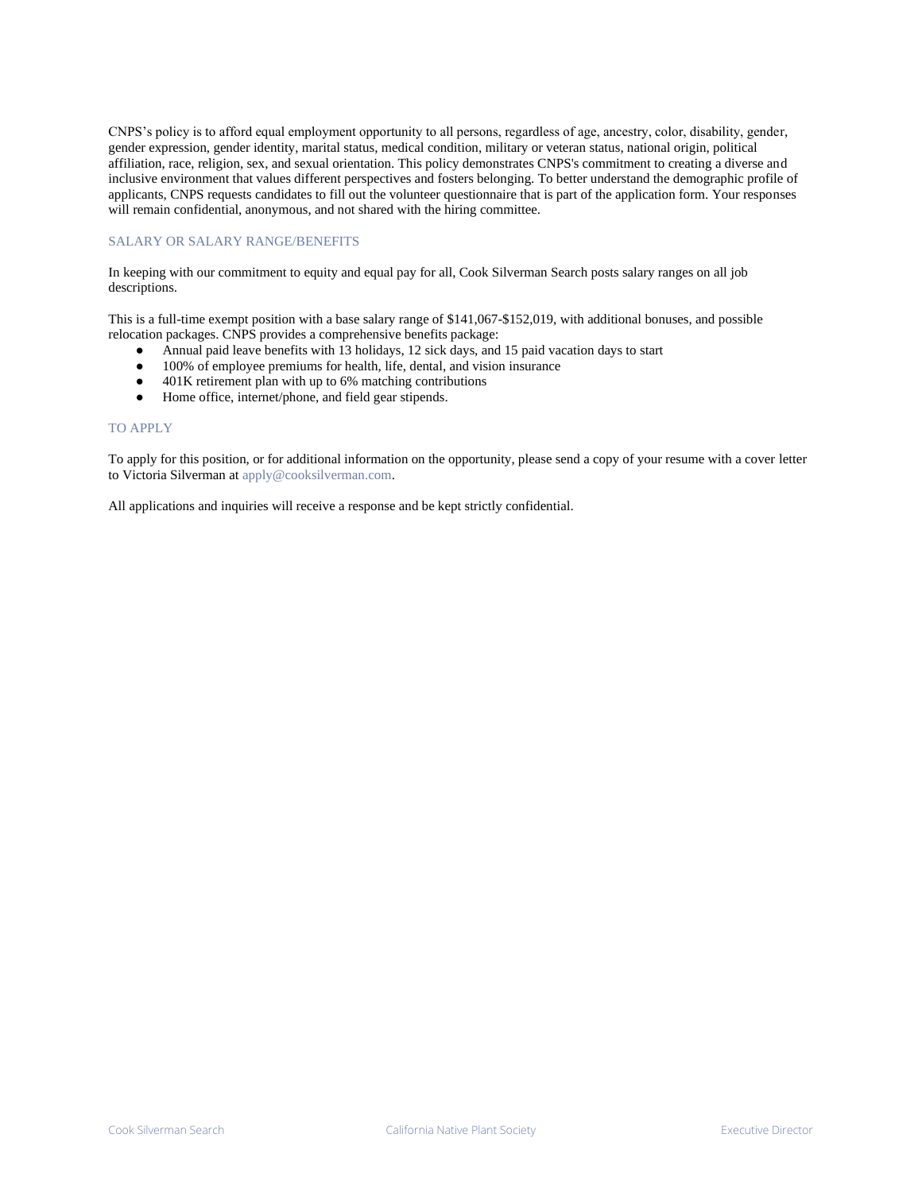CNPS's policy is to afford equal employment opportunity to all persons, regardless of age, ancestry, color, disability, gender, gender expression, gender identity, marital status, medical condition, military or veteran status, national origin, political affiliation, race, religion, sex, and sexual orientation. This policy demonstrates CNPS's commitment to creating a diverse and inclusive environment that values different perspectives and fosters belonging. To better understand the demographic profile of applicants, CNPS requests candidates to fill out the volunteer questionnaire that is part of the application form. Your responses will remain confidential, anonymous, and not shared with the hiring committee.

## SALARY OR SALARY RANGE/BENEFITS

In keeping with our commitment to equity and equal pay for all, Cook Silverman Search posts salary ranges on all job descriptions.

This is a full-time exempt position with a base salary range of $141,067-$152,019, with additional bonuses, and possible relocation packages. CNPS provides a comprehensive benefits package:

- Annual paid leave benefits with 13 holidays, 12 sick days, and 15 paid vacation days to start
- 100% of employee premiums for health, life, dental, and vision insurance
- 401K retirement plan with up to 6% matching contributions
- Home office, internet/phone, and field gear stipends.

## TO APPLY

To apply for this position, or for additional information on the opportunity, please send a copy of your resume with a cover letter to Victoria Silverman at apply@cooksilverman.com.

All applications and inquiries will receive a response and be kept strictly confidential.